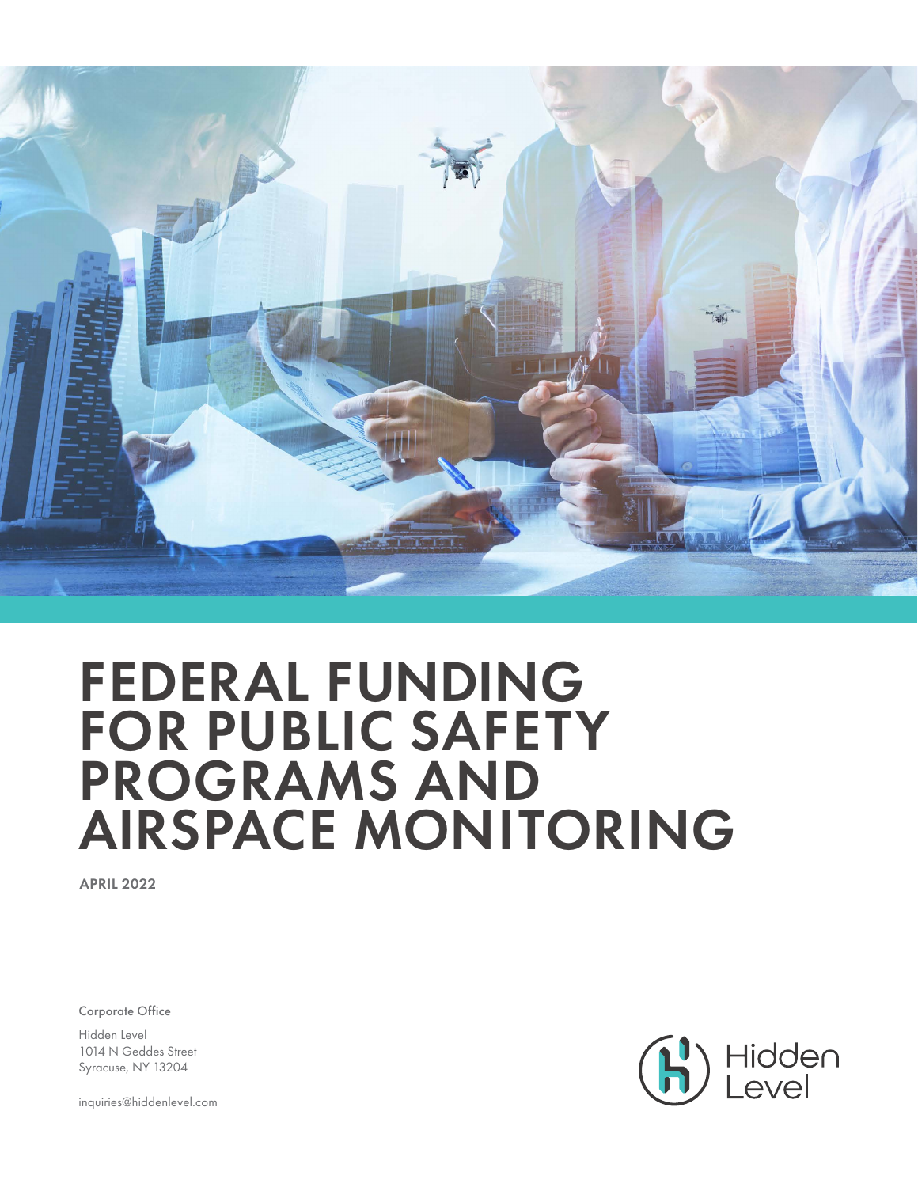# FEDERAL FUNDING FOR PUBLIC SAFETY PROGRAMS AND AIRSPACE MONITORING

**APRIL 2022**

Corporate Office

Hidden Level
1014 N Geddes Street
Syracuse, NY 13204

inquiries@hiddenlevel.com

Hidden Level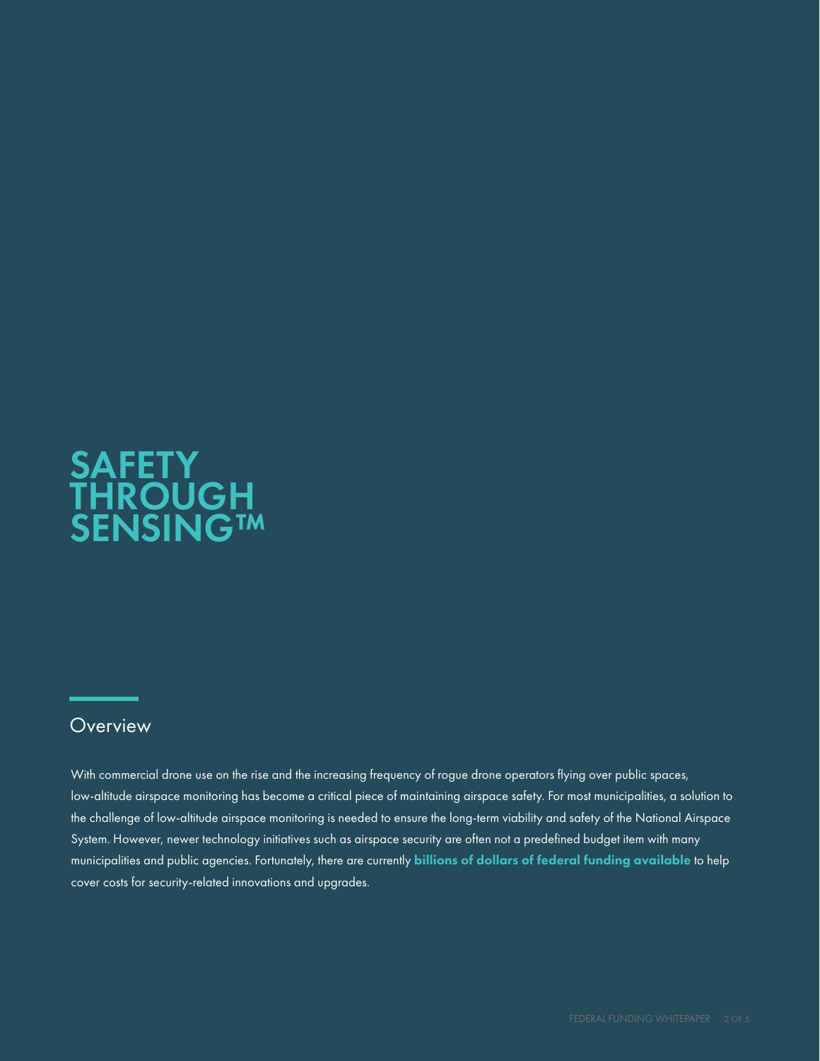# SAFETY THROUGH SENSING™

## Overview

With commercial drone use on the rise and the increasing frequency of rogue drone operators flying over public spaces, low-altitude airspace monitoring has become a critical piece of maintaining airspace safety. For most municipalities, a solution to the challenge of low-altitude airspace monitoring is needed to ensure the long-term viability and safety of the National Airspace System. However, newer technology initiatives such as airspace security are often not a predefined budget item with many municipalities and public agencies. Fortunately, there are currently **billions of dollars of federal funding available** to help cover costs for security-related innovations and upgrades.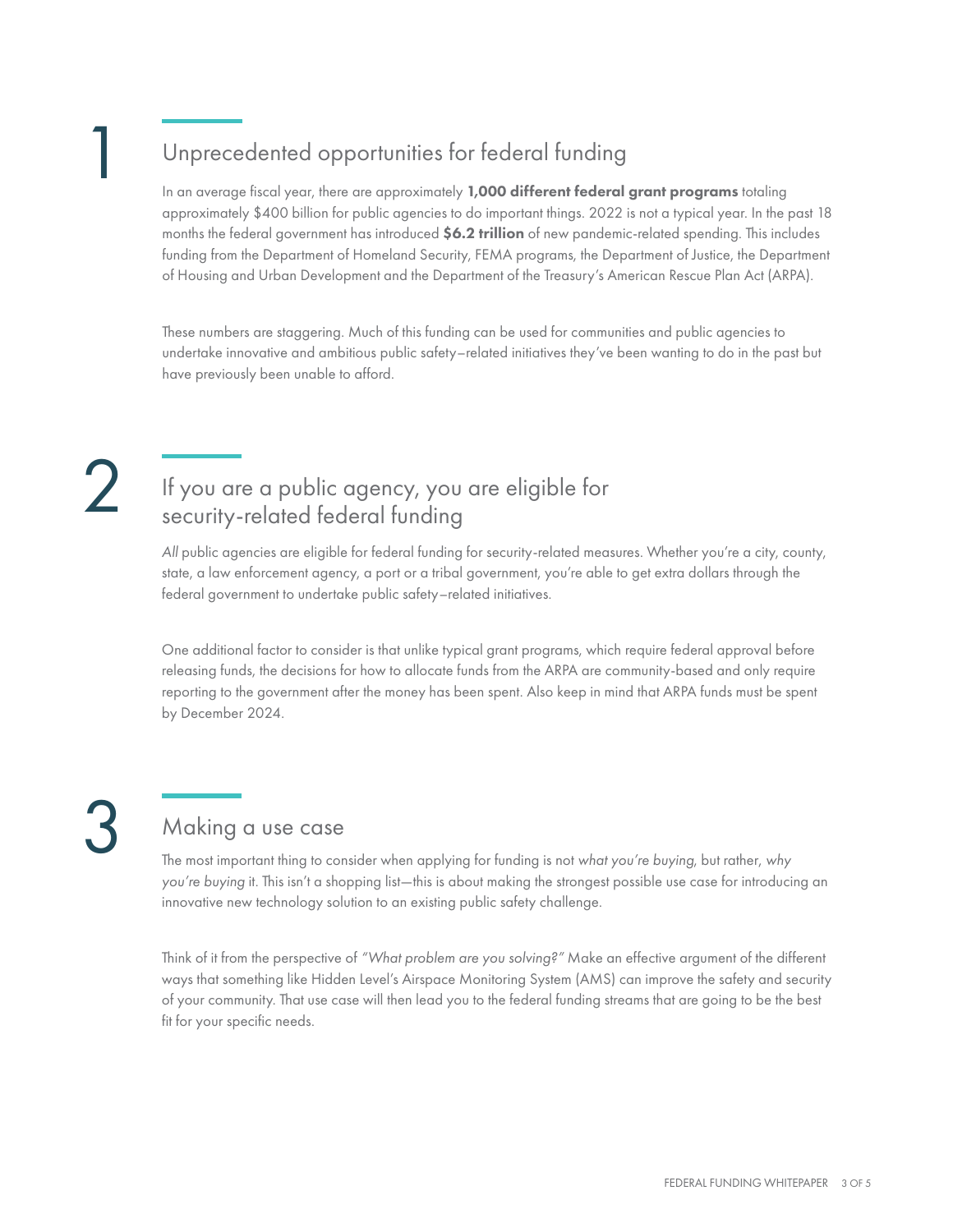## 1 Unprecedented opportunities for federal funding

In an average fiscal year, there are approximately **1,000 different federal grant programs** totaling approximately $400 billion for public agencies to do important things. 2022 is not a typical year. In the past 18 months the federal government has introduced **$6.2 trillion** of new pandemic-related spending. This includes funding from the Department of Homeland Security, FEMA programs, the Department of Justice, the Department of Housing and Urban Development and the Department of the Treasury's American Rescue Plan Act (ARPA).

These numbers are staggering. Much of this funding can be used for communities and public agencies to undertake innovative and ambitious public safety–related initiatives they've been wanting to do in the past but have previously been unable to afford.

## 2 If you are a public agency, you are eligible for security-related federal funding

*All* public agencies are eligible for federal funding for security-related measures. Whether you're a city, county, state, a law enforcement agency, a port or a tribal government, you're able to get extra dollars through the federal government to undertake public safety–related initiatives.

One additional factor to consider is that unlike typical grant programs, which require federal approval before releasing funds, the decisions for how to allocate funds from the ARPA are community-based and only require reporting to the government after the money has been spent. Also keep in mind that ARPA funds must be spent by December 2024.

## 3 Making a use case

The most important thing to consider when applying for funding is not *what you're buying*, but rather, *why you're buying* it. This isn't a shopping list—this is about making the strongest possible use case for introducing an innovative new technology solution to an existing public safety challenge.

Think of it from the perspective of *"What problem are you solving?"* Make an effective argument of the different ways that something like Hidden Level's Airspace Monitoring System (AMS) can improve the safety and security of your community. That use case will then lead you to the federal funding streams that are going to be the best fit for your specific needs.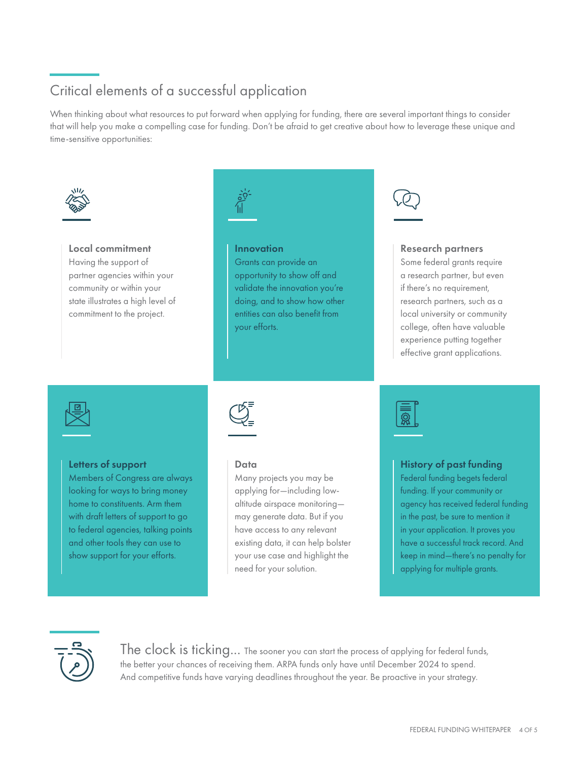## Critical elements of a successful application

When thinking about what resources to put forward when applying for funding, there are several important things to consider that will help you make a compelling case for funding. Don't be afraid to get creative about how to leverage these unique and time-sensitive opportunities:

### Local commitment

Having the support of partner agencies within your community or within your state illustrates a high level of commitment to the project.

### Innovation

Grants can provide an opportunity to show off and validate the innovation you're doing, and to show how other entities can also benefit from your efforts.

### Research partners

Some federal grants require a research partner, but even if there's no requirement, research partners, such as a local university or community college, often have valuable experience putting together effective grant applications.

### Letters of support

Members of Congress are always looking for ways to bring money home to constituents. Arm them with draft letters of support to go to federal agencies, talking points and other tools they can use to show support for your efforts.

### Data

Many projects you may be applying for—including low-altitude airspace monitoring—may generate data. But if you have access to any relevant existing data, it can help bolster your use case and highlight the need for your solution.

### History of past funding

Federal funding begets federal funding. If your community or agency has received federal funding in the past, be sure to mention it in your application. It proves you have a successful track record. And keep in mind—there's no penalty for applying for multiple grants.

**The clock is ticking...** The sooner you can start the process of applying for federal funds, the better your chances of receiving them. ARPA funds only have until December 2024 to spend. And competitive funds have varying deadlines throughout the year. Be proactive in your strategy.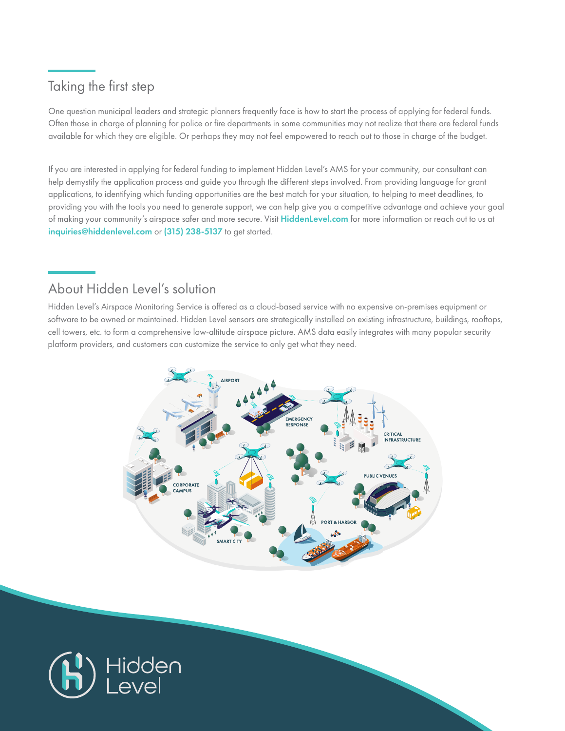## Taking the first step

One question municipal leaders and strategic planners frequently face is how to start the process of applying for federal funds. Often those in charge of planning for police or fire departments in some communities may not realize that there are federal funds available for which they are eligible. Or perhaps they may not feel empowered to reach out to those in charge of the budget.

If you are interested in applying for federal funding to implement Hidden Level's AMS for your community, our consultant can help demystify the application process and guide you through the different steps involved. From providing language for grant applications, to identifying which funding opportunities are the best match for your situation, to helping to meet deadlines, to providing you with the tools you need to generate support, we can help give you a competitive advantage and achieve your goal of making your community's airspace safer and more secure. Visit HiddenLevel.com for more information or reach out to us at inquiries@hiddenlevel.com or (315) 238-5137 to get started.

## About Hidden Level's solution

Hidden Level's Airspace Monitoring Service is offered as a cloud-based service with no expensive on-premises equipment or software to be owned or maintained. Hidden Level sensors are strategically installed on existing infrastructure, buildings, rooftops, cell towers, etc. to form a comprehensive low-altitude airspace picture. AMS data easily integrates with many popular security platform providers, and customers can customize the service to only get what they need.

AIRPORT

EMERGENCY RESPONSE

CRITICAL INFRASTRUCTURE

PUBLIC VENUES

CORPORATE CAMPUS

PORT & HARBOR

SMART CITY

Hidden Level